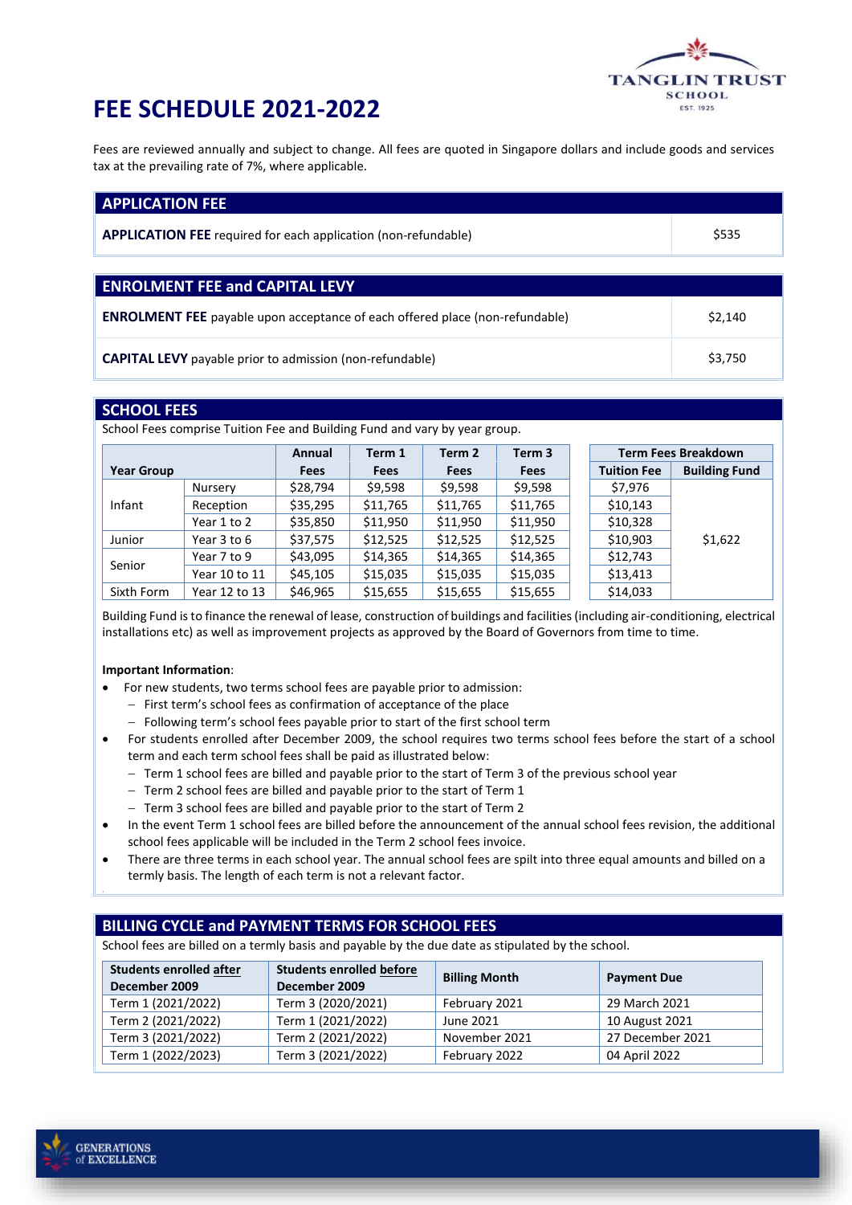# FEE SCHEDULE 2021-2022

Fees are reviewed annually and subject to change. All fees are quoted in Singapore dollars and include goods and services tax at the prevailing rate of 7%, where applicable.

## APPLICATION FEE

| | |
|---|---|
| **APPLICATION FEE** required for each application (non-refundable) | $535 |

## ENROLMENT FEE and CAPITAL LEVY

| | |
|---|---|
| **ENROLMENT FEE** payable upon acceptance of each offered place (non-refundable) | $2,140 |
| **CAPITAL LEVY** payable prior to admission (non-refundable) | $3,750 |

## SCHOOL FEES

School Fees comprise Tuition Fee and Building Fund and vary by year group.

| Year Group | | Annual Fees | Term 1 Fees | Term 2 Fees | Term 3 Fees | Term Fees Breakdown | |
|---|---|---|---|---|---|---|---|
| | | | | | | Tuition Fee | Building Fund |
| Infant | Nursery | $28,794 | $9,598 | $9,598 | $9,598 | $7,976 | $1,622 |
| | Reception | $35,295 | $11,765 | $11,765 | $11,765 | $10,143 | |
| | Year 1 to 2 | $35,850 | $11,950 | $11,950 | $11,950 | $10,328 | |
| Junior | Year 3 to 6 | $37,575 | $12,525 | $12,525 | $12,525 | $10,903 | |
| Senior | Year 7 to 9 | $43,095 | $14,365 | $14,365 | $14,365 | $12,743 | |
| | Year 10 to 11 | $45,105 | $15,035 | $15,035 | $15,035 | $13,413 | |
| Sixth Form | Year 12 to 13 | $46,965 | $15,655 | $15,655 | $15,655 | $14,033 | |

Building Fund is to finance the renewal of lease, construction of buildings and facilities (including air-conditioning, electrical installations etc) as well as improvement projects as approved by the Board of Governors from time to time.

**Important Information**:

- For new students, two terms school fees are payable prior to admission:
  - First term's school fees as confirmation of acceptance of the place
  - Following term's school fees payable prior to start of the first school term
- For students enrolled after December 2009, the school requires two terms school fees before the start of a school term and each term school fees shall be paid as illustrated below:
  - Term 1 school fees are billed and payable prior to the start of Term 3 of the previous school year
  - Term 2 school fees are billed and payable prior to the start of Term 1
  - Term 3 school fees are billed and payable prior to the start of Term 2
- In the event Term 1 school fees are billed before the announcement of the annual school fees revision, the additional school fees applicable will be included in the Term 2 school fees invoice.
- There are three terms in each school year. The annual school fees are spilt into three equal amounts and billed on a termly basis. The length of each term is not a relevant factor.

## BILLING CYCLE and PAYMENT TERMS FOR SCHOOL FEES

School fees are billed on a termly basis and payable by the due date as stipulated by the school.

| Students enrolled after December 2009 | Students enrolled before December 2009 | Billing Month | Payment Due |
|---|---|---|---|
| Term 1 (2021/2022) | Term 3 (2020/2021) | February 2021 | 29 March 2021 |
| Term 2 (2021/2022) | Term 1 (2021/2022) | June 2021 | 10 August 2021 |
| Term 3 (2021/2022) | Term 2 (2021/2022) | November 2021 | 27 December 2021 |
| Term 1 (2022/2023) | Term 3 (2021/2022) | February 2022 | 04 April 2022 |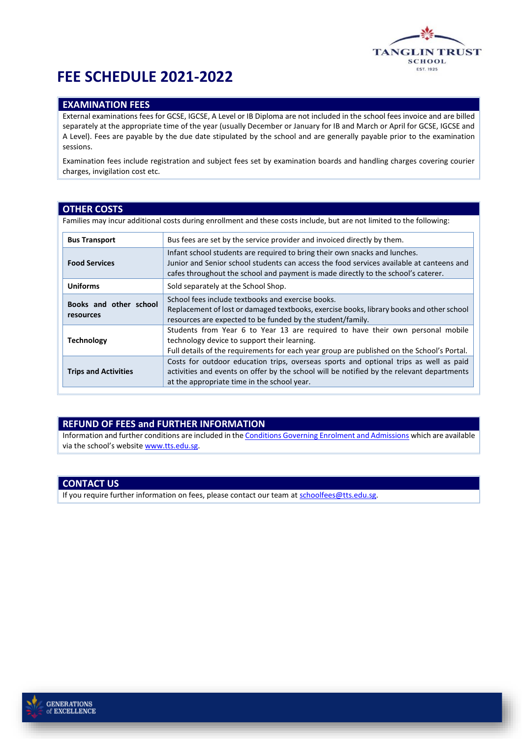# FEE SCHEDULE 2021-2022

## EXAMINATION FEES

External examinations fees for GCSE, IGCSE, A Level or IB Diploma are not included in the school fees invoice and are billed separately at the appropriate time of the year (usually December or January for IB and March or April for GCSE, IGCSE and A Level). Fees are payable by the due date stipulated by the school and are generally payable prior to the examination sessions.

Examination fees include registration and subject fees set by examination boards and handling charges covering courier charges, invigilation cost etc.

## OTHER COSTS

Families may incur additional costs during enrollment and these costs include, but are not limited to the following:

| | |
|---|---|
| **Bus Transport** | Bus fees are set by the service provider and invoiced directly by them. |
| **Food Services** | Infant school students are required to bring their own snacks and lunches.<br>Junior and Senior school students can access the food services available at canteens and cafes throughout the school and payment is made directly to the school's caterer. |
| **Uniforms** | Sold separately at the School Shop. |
| **Books and other school resources** | School fees include textbooks and exercise books.<br>Replacement of lost or damaged textbooks, exercise books, library books and other school resources are expected to be funded by the student/family. |
| **Technology** | Students from Year 6 to Year 13 are required to have their own personal mobile technology device to support their learning.<br>Full details of the requirements for each year group are published on the School's Portal. |
| **Trips and Activities** | Costs for outdoor education trips, overseas sports and optional trips as well as paid activities and events on offer by the school will be notified by the relevant departments at the appropriate time in the school year. |

## REFUND OF FEES and FURTHER INFORMATION

Information and further conditions are included in the Conditions Governing Enrolment and Admissions which are available via the school's website www.tts.edu.sg.

## CONTACT US

If you require further information on fees, please contact our team at schoolfees@tts.edu.sg.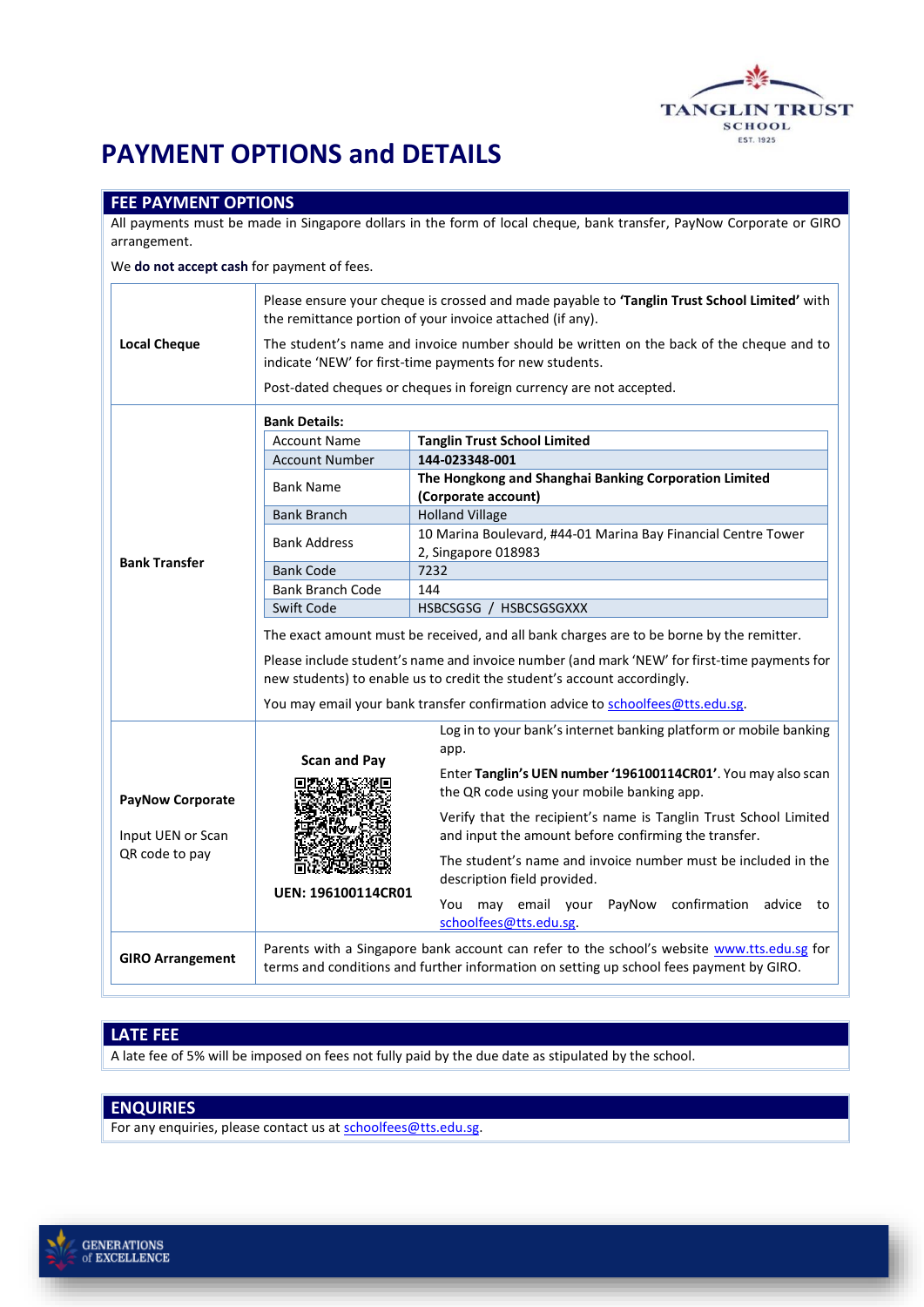# PAYMENT OPTIONS and DETAILS

## FEE PAYMENT OPTIONS

All payments must be made in Singapore dollars in the form of local cheque, bank transfer, PayNow Corporate or GIRO arrangement.

We **do not accept cash** for payment of fees.

| | |
|---|---|
| **Local Cheque** | Please ensure your cheque is crossed and made payable to **'Tanglin Trust School Limited'** with the remittance portion of your invoice attached (if any). The student's name and invoice number should be written on the back of the cheque and to indicate 'NEW' for first-time payments for new students. Post-dated cheques or cheques in foreign currency are not accepted. |
| **Bank Transfer** | **Bank Details:** (see below) The exact amount must be received, and all bank charges are to be borne by the remitter. Please include student's name and invoice number (and mark 'NEW' for first-time payments for new students) to enable us to credit the student's account accordingly. You may email your bank transfer confirmation advice to schoolfees@tts.edu.sg. |
| **PayNow Corporate** Input UEN or Scan QR code to pay | Scan and Pay — UEN: 196100114CR01. Log in to your bank's internet banking platform or mobile banking app. Enter **Tanglin's UEN number '196100114CR01'**. You may also scan the QR code using your mobile banking app. Verify that the recipient's name is Tanglin Trust School Limited and input the amount before confirming the transfer. The student's name and invoice number must be included in the description field provided. You may email your PayNow confirmation advice to schoolfees@tts.edu.sg. |
| **GIRO Arrangement** | Parents with a Singapore bank account can refer to the school's website www.tts.edu.sg for terms and conditions and further information on setting up school fees payment by GIRO. |

**Bank Details:**

| | |
|---|---|
| Account Name | **Tanglin Trust School Limited** |
| Account Number | **144-023348-001** |
| Bank Name | **The Hongkong and Shanghai Banking Corporation Limited (Corporate account)** |
| Bank Branch | Holland Village |
| Bank Address | 10 Marina Boulevard, #44-01 Marina Bay Financial Centre Tower 2, Singapore 018983 |
| Bank Code | 7232 |
| Bank Branch Code | 144 |
| Swift Code | HSBCSGSG / HSBCSGSGXXX |

## LATE FEE

A late fee of 5% will be imposed on fees not fully paid by the due date as stipulated by the school.

## ENQUIRIES

For any enquiries, please contact us at schoolfees@tts.edu.sg.